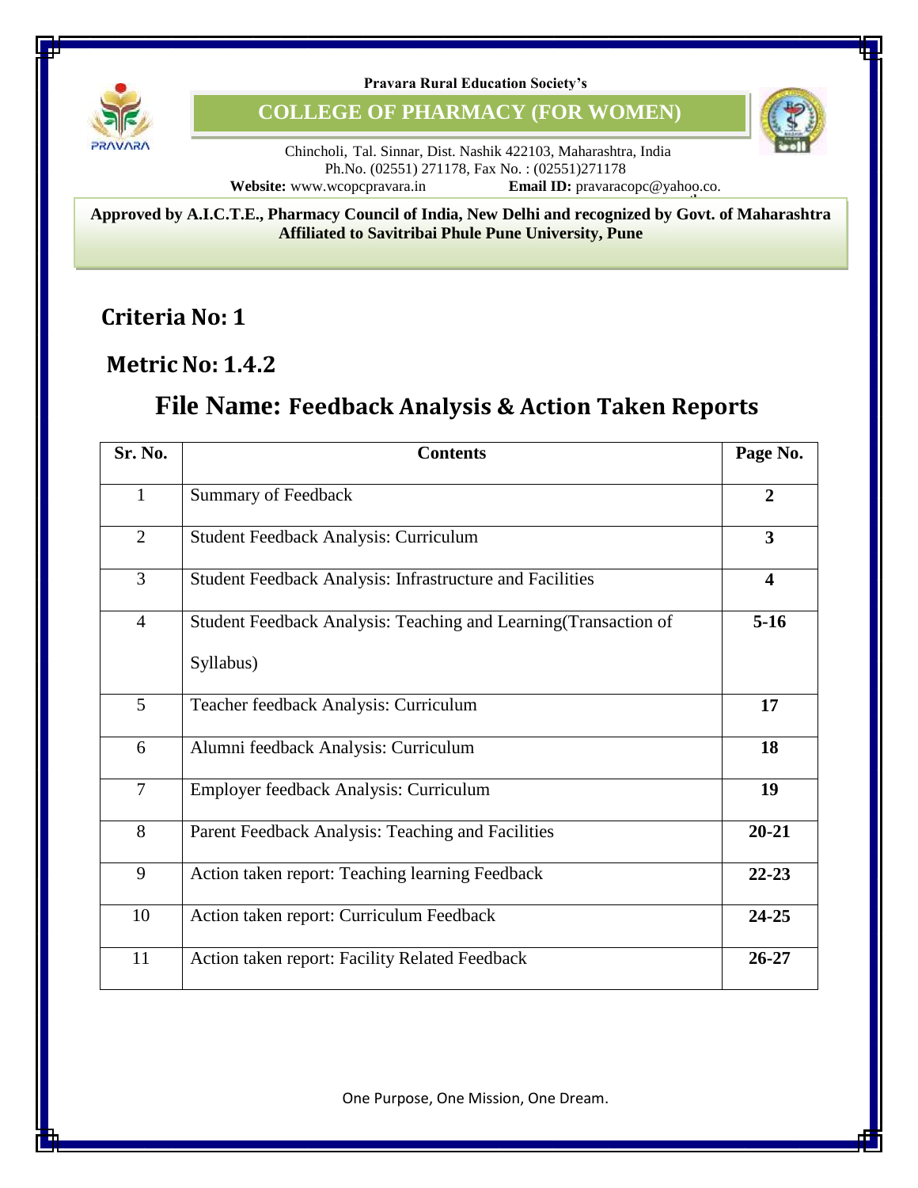Pravara Rural Education Society's

# COLLEGE OF PHARMACY (FOR WOMEN)

Chincholi, Tal. Sinnar, Dist. Nashik 422103, Maharashtra, India
Ph.No. (02551) 271178, Fax No. : (02551)271178
**Website:** www.wcopcpravara.in **Email ID:** pravaracopc@yahoo.co.

**Approved by A.I.C.T.E., Pharmacy Council of India, New Delhi and recognized by Govt. of Maharashtra**
**Affiliated to Savitribai Phule Pune University, Pune**

## Criteria No: 1

## Metric No: 1.4.2

## File Name: Feedback Analysis & Action Taken Reports

| Sr. No. | Contents | Page No. |
|---|---|---|
| 1 | Summary of Feedback | **2** |
| 2 | Student Feedback Analysis: Curriculum | **3** |
| 3 | Student Feedback Analysis: Infrastructure and Facilities | **4** |
| 4 | Student Feedback Analysis: Teaching and Learning(Transaction of Syllabus) | **5-16** |
| 5 | Teacher feedback Analysis: Curriculum | **17** |
| 6 | Alumni feedback Analysis: Curriculum | **18** |
| 7 | Employer feedback Analysis: Curriculum | **19** |
| 8 | Parent Feedback Analysis: Teaching and Facilities | **20-21** |
| 9 | Action taken report: Teaching learning Feedback | **22-23** |
| 10 | Action taken report: Curriculum Feedback | **24-25** |
| 11 | Action taken report: Facility Related Feedback | **26-27** |

One Purpose, One Mission, One Dream.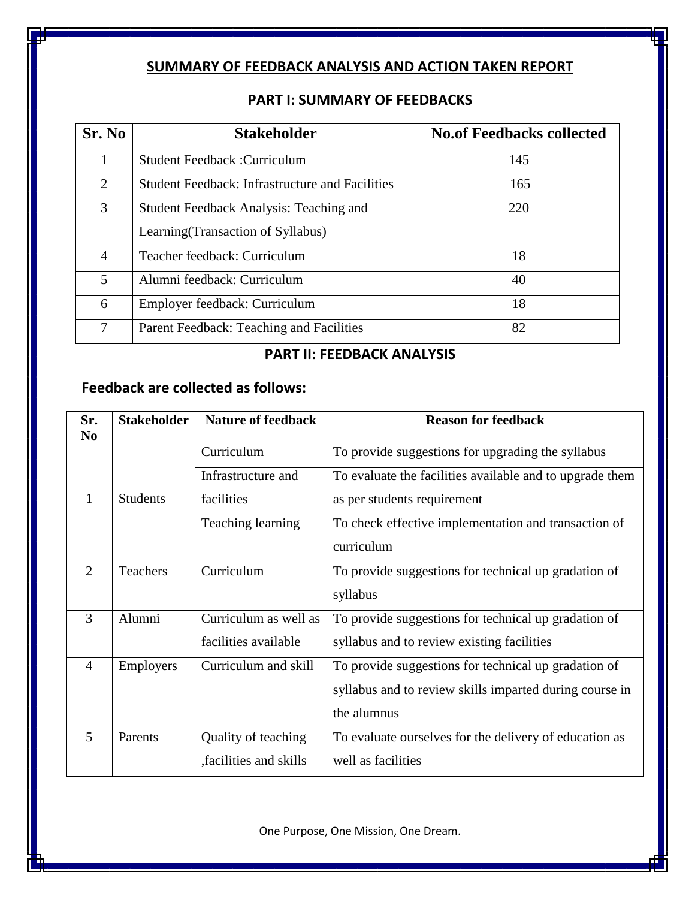# SUMMARY OF FEEDBACK ANALYSIS AND ACTION TAKEN REPORT

## PART I: SUMMARY OF FEEDBACKS

| Sr. No | Stakeholder | No.of Feedbacks collected |
|---|---|---|
| 1 | Student Feedback :Curriculum | 145 |
| 2 | Student Feedback: Infrastructure and Facilities | 165 |
| 3 | Student Feedback Analysis: Teaching and Learning(Transaction of Syllabus) | 220 |
| 4 | Teacher feedback: Curriculum | 18 |
| 5 | Alumni feedback: Curriculum | 40 |
| 6 | Employer feedback: Curriculum | 18 |
| 7 | Parent Feedback: Teaching and Facilities | 82 |

## PART II: FEEDBACK ANALYSIS

### Feedback are collected as follows:

| Sr. No | Stakeholder | Nature of feedback | Reason for feedback |
|---|---|---|---|
| 1 | Students | Curriculum | To provide suggestions for upgrading the syllabus |
| | | Infrastructure and facilities | To evaluate the facilities available and to upgrade them as per students requirement |
| | | Teaching learning | To check effective implementation and transaction of curriculum |
| 2 | Teachers | Curriculum | To provide suggestions for technical up gradation of syllabus |
| 3 | Alumni | Curriculum as well as facilities available | To provide suggestions for technical up gradation of syllabus and to review existing facilities |
| 4 | Employers | Curriculum and skill | To provide suggestions for technical up gradation of syllabus and to review skills imparted during course in the alumnus |
| 5 | Parents | Quality of teaching ,facilities and skills | To evaluate ourselves for the delivery of education as well as facilities |

One Purpose, One Mission, One Dream.